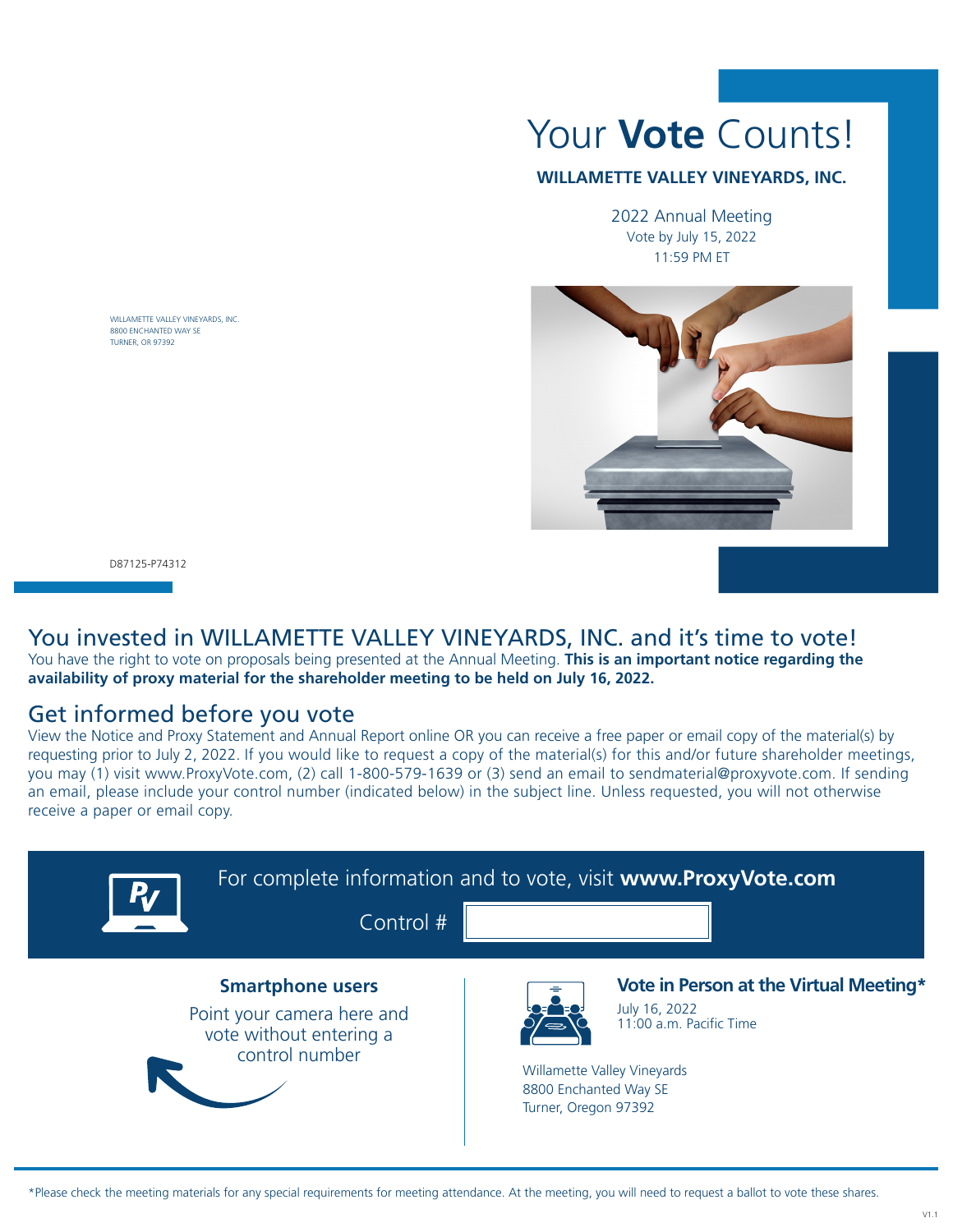# Your **Vote** Counts!

**WILLAMETTE VALLEY VINEYARDS, INC.**

2022 Annual Meeting
Vote by July 15, 2022
11:59 PM ET

WILLAMETTE VALLEY VINEYARDS, INC.
8800 ENCHANTED WAY SE
TURNER, OR 97392

D87125-P74312

## You invested in WILLAMETTE VALLEY VINEYARDS, INC. and it's time to vote!

You have the right to vote on proposals being presented at the Annual Meeting. **This is an important notice regarding the availability of proxy material for the shareholder meeting to be held on July 16, 2022.**

## Get informed before you vote

View the Notice and Proxy Statement and Annual Report online OR you can receive a free paper or email copy of the material(s) by requesting prior to July 2, 2022. If you would like to request a copy of the material(s) for this and/or future shareholder meetings, you may (1) visit www.ProxyVote.com, (2) call 1-800-579-1639 or (3) send an email to sendmaterial@proxyvote.com. If sending an email, please include your control number (indicated below) in the subject line. Unless requested, you will not otherwise receive a paper or email copy.

For complete information and to vote, visit **www.ProxyVote.com**

Control #

**Smartphone users**

Point your camera here and vote without entering a control number

**Vote in Person at the Virtual Meeting***

July 16, 2022
11:00 a.m. Pacific Time

Willamette Valley Vineyards
8800 Enchanted Way SE
Turner, Oregon 97392

*Please check the meeting materials for any special requirements for meeting attendance. At the meeting, you will need to request a ballot to vote these shares.

V1.1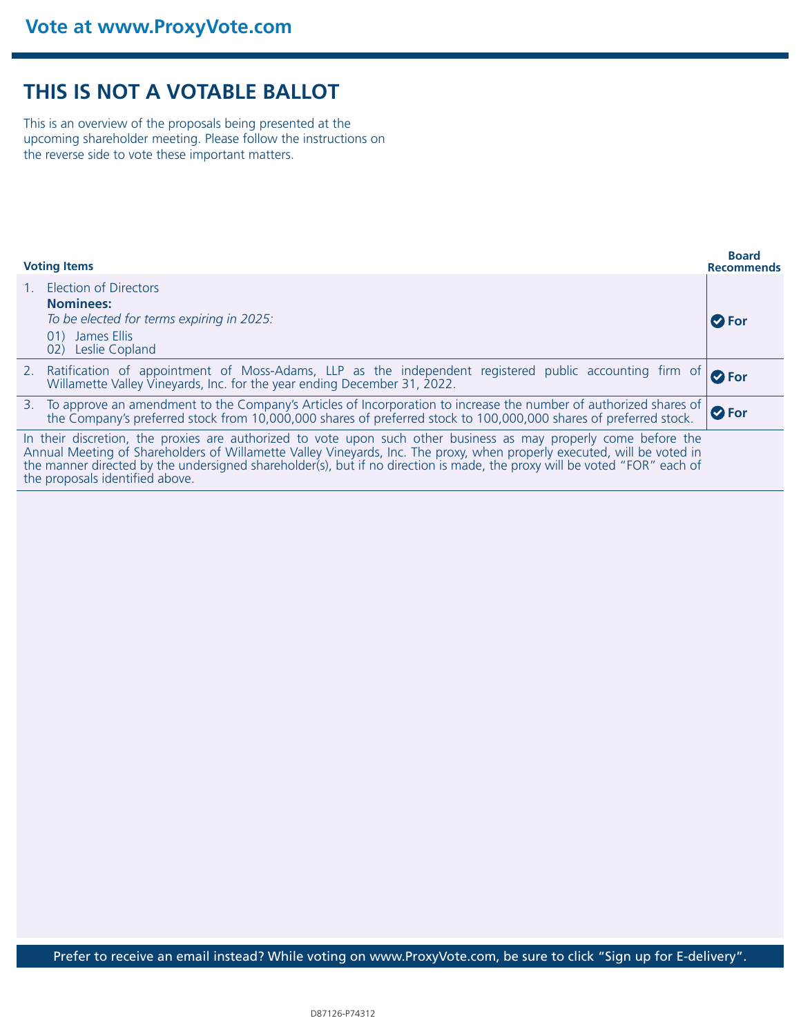**Vote at www.ProxyVote.com**

# THIS IS NOT A VOTABLE BALLOT

This is an overview of the proposals being presented at the upcoming shareholder meeting. Please follow the instructions on the reverse side to vote these important matters.

| Voting Items | Board Recommends |
|---|---|
| 1. Election of Directors<br>**Nominees:**<br>*To be elected for terms expiring in 2025:*<br>01) James Ellis<br>02) Leslie Copland | For |
| 2. Ratification of appointment of Moss-Adams, LLP as the independent registered public accounting firm of Willamette Valley Vineyards, Inc. for the year ending December 31, 2022. | For |
| 3. To approve an amendment to the Company's Articles of Incorporation to increase the number of authorized shares of the Company's preferred stock from 10,000,000 shares of preferred stock to 100,000,000 shares of preferred stock. | For |

In their discretion, the proxies are authorized to vote upon such other business as may properly come before the Annual Meeting of Shareholders of Willamette Valley Vineyards, Inc. The proxy, when properly executed, will be voted in the manner directed by the undersigned shareholder(s), but if no direction is made, the proxy will be voted "FOR" each of the proposals identified above.

**Prefer to receive an email instead? While voting on www.ProxyVote.com, be sure to click "Sign up for E-delivery".**

D87126-P74312